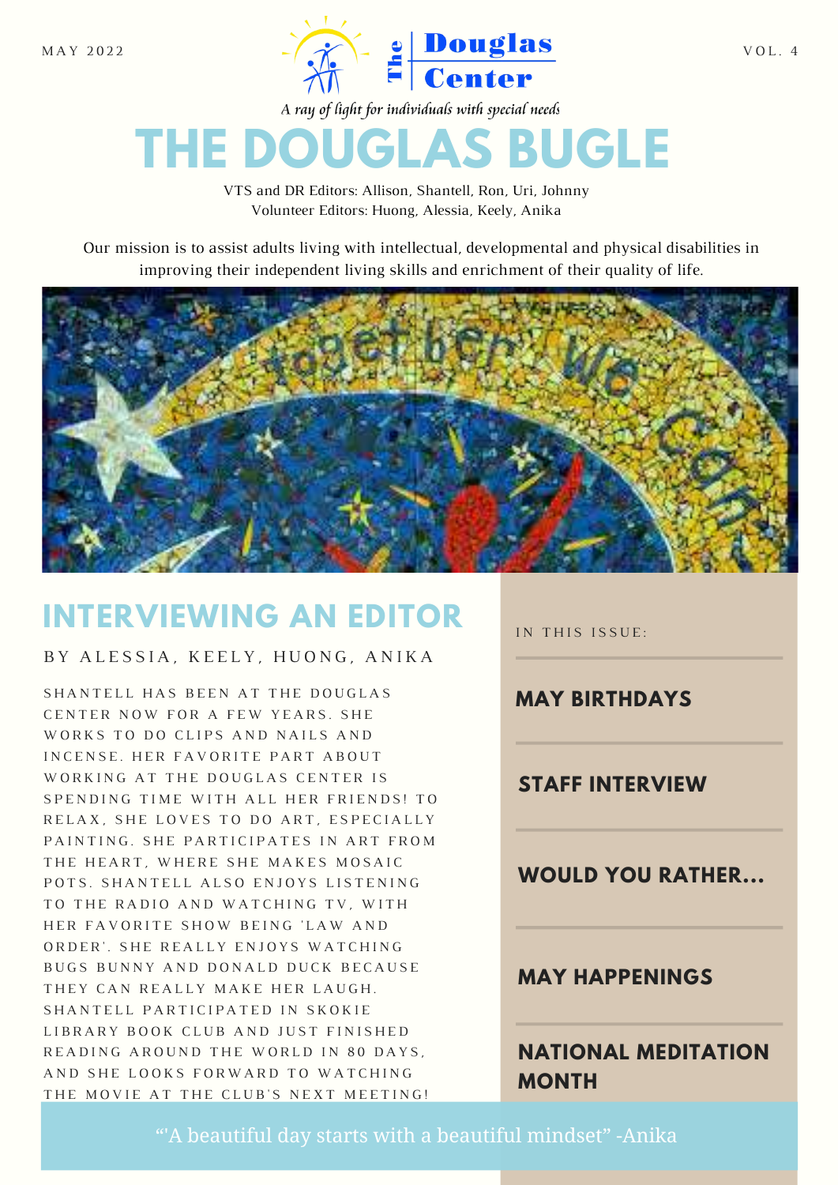MAY 2022

VOL. 4

The Douglas Center

*A ray of light for individuals with special needs*

# THE DOUGLAS BUGLE

VTS and DR Editors: Allison, Shantell, Ron, Uri, Johnny
Volunteer Editors: Huong, Alessia, Keely, Anika

Our mission is to assist adults living with intellectual, developmental and physical disabilities in improving their independent living skills and enrichment of their quality of life.

## INTERVIEWING AN EDITOR

BY ALESSIA, KEELY, HUONG, ANIKA

SHANTELL HAS BEEN AT THE DOUGLAS CENTER NOW FOR A FEW YEARS. SHE WORKS TO DO CLIPS AND NAILS AND INCENSE. HER FAVORITE PART ABOUT WORKING AT THE DOUGLAS CENTER IS SPENDING TIME WITH ALL HER FRIENDS! TO RELAX, SHE LOVES TO DO ART, ESPECIALLY PAINTING. SHE PARTICIPATES IN ART FROM THE HEART, WHERE SHE MAKES MOSAIC POTS. SHANTELL ALSO ENJOYS LISTENING TO THE RADIO AND WATCHING TV, WITH HER FAVORITE SHOW BEING 'LAW AND ORDER'. SHE REALLY ENJOYS WATCHING BUGS BUNNY AND DONALD DUCK BECAUSE THEY CAN REALLY MAKE HER LAUGH. SHANTELL PARTICIPATED IN SKOKIE LIBRARY BOOK CLUB AND JUST FINISHED READING AROUND THE WORLD IN 80 DAYS, AND SHE LOOKS FORWARD TO WATCHING THE MOVIE AT THE CLUB'S NEXT MEETING!

IN THIS ISSUE:

- **MAY BIRTHDAYS**
- **STAFF INTERVIEW**
- **WOULD YOU RATHER...**
- **MAY HAPPENINGS**
- **NATIONAL MEDITATION MONTH**

"'A beautiful day starts with a beautiful mindset" -Anika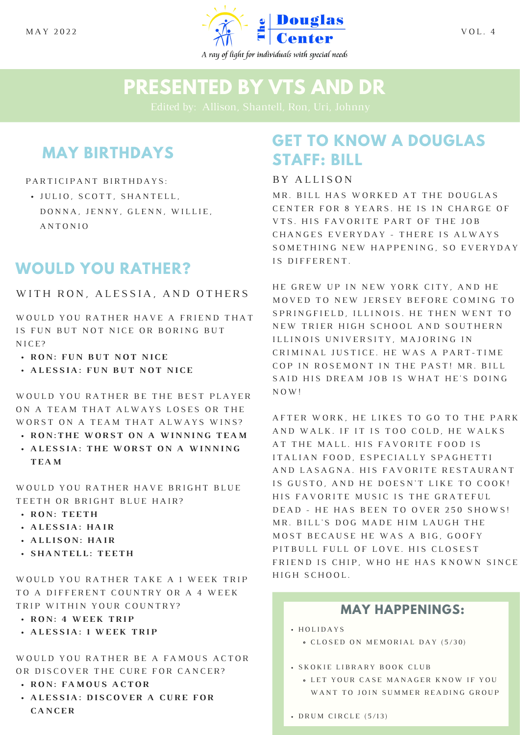MAY 2022

The Douglas Center

*A ray of light for individuals with special needs*

VOL. 4

# PRESENTED BY VTS AND DR

Edited by: Allison, Shantell, Ron, Uri, Johnny

## MAY BIRTHDAYS

PARTICIPANT BIRTHDAYS:

- JULIO, SCOTT, SHANTELL, DONNA, JENNY, GLENN, WILLIE, ANTONIO

## WOULD YOU RATHER?

WITH RON, ALESSIA, AND OTHERS

WOULD YOU RATHER HAVE A FRIEND THAT IS FUN BUT NOT NICE OR BORING BUT NICE?

- **RON: FUN BUT NOT NICE**
- **ALESSIA: FUN BUT NOT NICE**

WOULD YOU RATHER BE THE BEST PLAYER ON A TEAM THAT ALWAYS LOSES OR THE WORST ON A TEAM THAT ALWAYS WINS?

- **RON:THE WORST ON A WINNING TEAM**
- **ALESSIA: THE WORST ON A WINNING TEAM**

WOULD YOU RATHER HAVE BRIGHT BLUE TEETH OR BRIGHT BLUE HAIR?

- **RON: TEETH**
- **ALESSIA: HAIR**
- **ALLISON: HAIR**
- **SHANTELL: TEETH**

WOULD YOU RATHER TAKE A 1 WEEK TRIP TO A DIFFERENT COUNTRY OR A 4 WEEK TRIP WITHIN YOUR COUNTRY?

- **RON: 4 WEEK TRIP**
- **ALESSIA: 1 WEEK TRIP**

WOULD YOU RATHER BE A FAMOUS ACTOR OR DISCOVER THE CURE FOR CANCER?

- **RON: FAMOUS ACTOR**
- **ALESSIA: DISCOVER A CURE FOR CANCER**

## GET TO KNOW A DOUGLAS STAFF: BILL

BY ALLISON

MR. BILL HAS WORKED AT THE DOUGLAS CENTER FOR 8 YEARS. HE IS IN CHARGE OF VTS. HIS FAVORITE PART OF THE JOB CHANGES EVERYDAY - THERE IS ALWAYS SOMETHING NEW HAPPENING, SO EVERYDAY IS DIFFERENT.

HE GREW UP IN NEW YORK CITY, AND HE MOVED TO NEW JERSEY BEFORE COMING TO SPRINGFIELD, ILLINOIS. HE THEN WENT TO NEW TRIER HIGH SCHOOL AND SOUTHERN ILLINOIS UNIVERSITY, MAJORING IN CRIMINAL JUSTICE. HE WAS A PART-TIME COP IN ROSEMONT IN THE PAST! MR. BILL SAID HIS DREAM JOB IS WHAT HE'S DOING NOW!

AFTER WORK, HE LIKES TO GO TO THE PARK AND WALK. IF IT IS TOO COLD, HE WALKS AT THE MALL. HIS FAVORITE FOOD IS ITALIAN FOOD, ESPECIALLY SPAGHETTI AND LASAGNA. HIS FAVORITE RESTAURANT IS GUSTO, AND HE DOESN'T LIKE TO COOK! HIS FAVORITE MUSIC IS THE GRATEFUL DEAD - HE HAS BEEN TO OVER 250 SHOWS! MR. BILL'S DOG MADE HIM LAUGH THE MOST BECAUSE HE WAS A BIG, GOOFY PITBULL FULL OF LOVE. HIS CLOSEST FRIEND IS CHIP, WHO HE HAS KNOWN SINCE HIGH SCHOOL.

## MAY HAPPENINGS:

- HOLIDAYS
  - CLOSED ON MEMORIAL DAY (5/30)
- SKOKIE LIBRARY BOOK CLUB
  - LET YOUR CASE MANAGER KNOW IF YOU WANT TO JOIN SUMMER READING GROUP
- DRUM CIRCLE (5/13)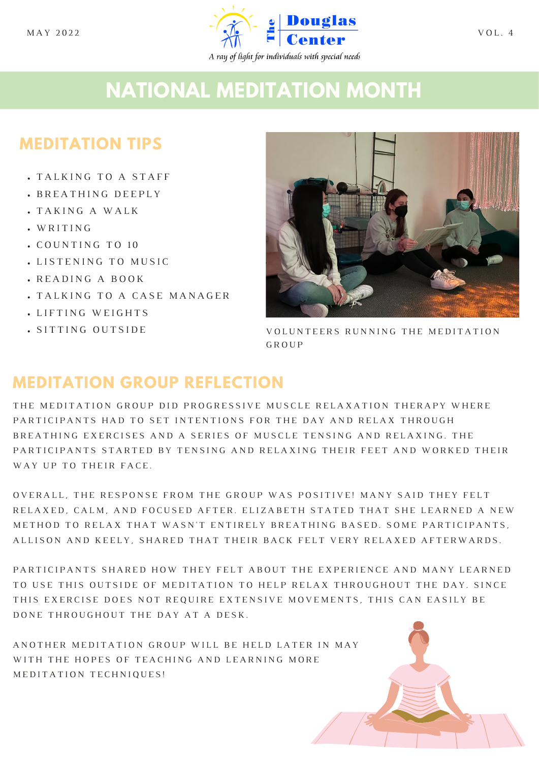MAY 2022

The Douglas Center

*A ray of light for individuals with special needs*

VOL. 4

# NATIONAL MEDITATION MONTH

## MEDITATION TIPS

- TALKING TO A STAFF
- BREATHING DEEPLY
- TAKING A WALK
- WRITING
- COUNTING TO 10
- LISTENING TO MUSIC
- READING A BOOK
- TALKING TO A CASE MANAGER
- LIFTING WEIGHTS
- SITTING OUTSIDE

VOLUNTEERS RUNNING THE MEDITATION GROUP

## MEDITATION GROUP REFLECTION

THE MEDITATION GROUP DID PROGRESSIVE MUSCLE RELAXATION THERAPY WHERE PARTICIPANTS HAD TO SET INTENTIONS FOR THE DAY AND RELAX THROUGH BREATHING EXERCISES AND A SERIES OF MUSCLE TENSING AND RELAXING. THE PARTICIPANTS STARTED BY TENSING AND RELAXING THEIR FEET AND WORKED THEIR WAY UP TO THEIR FACE.

OVERALL, THE RESPONSE FROM THE GROUP WAS POSITIVE! MANY SAID THEY FELT RELAXED, CALM, AND FOCUSED AFTER. ELIZABETH STATED THAT SHE LEARNED A NEW METHOD TO RELAX THAT WASN'T ENTIRELY BREATHING BASED. SOME PARTICIPANTS, ALLISON AND KEELY, SHARED THAT THEIR BACK FELT VERY RELAXED AFTERWARDS.

PARTICIPANTS SHARED HOW THEY FELT ABOUT THE EXPERIENCE AND MANY LEARNED TO USE THIS OUTSIDE OF MEDITATION TO HELP RELAX THROUGHOUT THE DAY. SINCE THIS EXERCISE DOES NOT REQUIRE EXTENSIVE MOVEMENTS, THIS CAN EASILY BE DONE THROUGHOUT THE DAY AT A DESK.

ANOTHER MEDITATION GROUP WILL BE HELD LATER IN MAY WITH THE HOPES OF TEACHING AND LEARNING MORE MEDITATION TECHNIQUES!